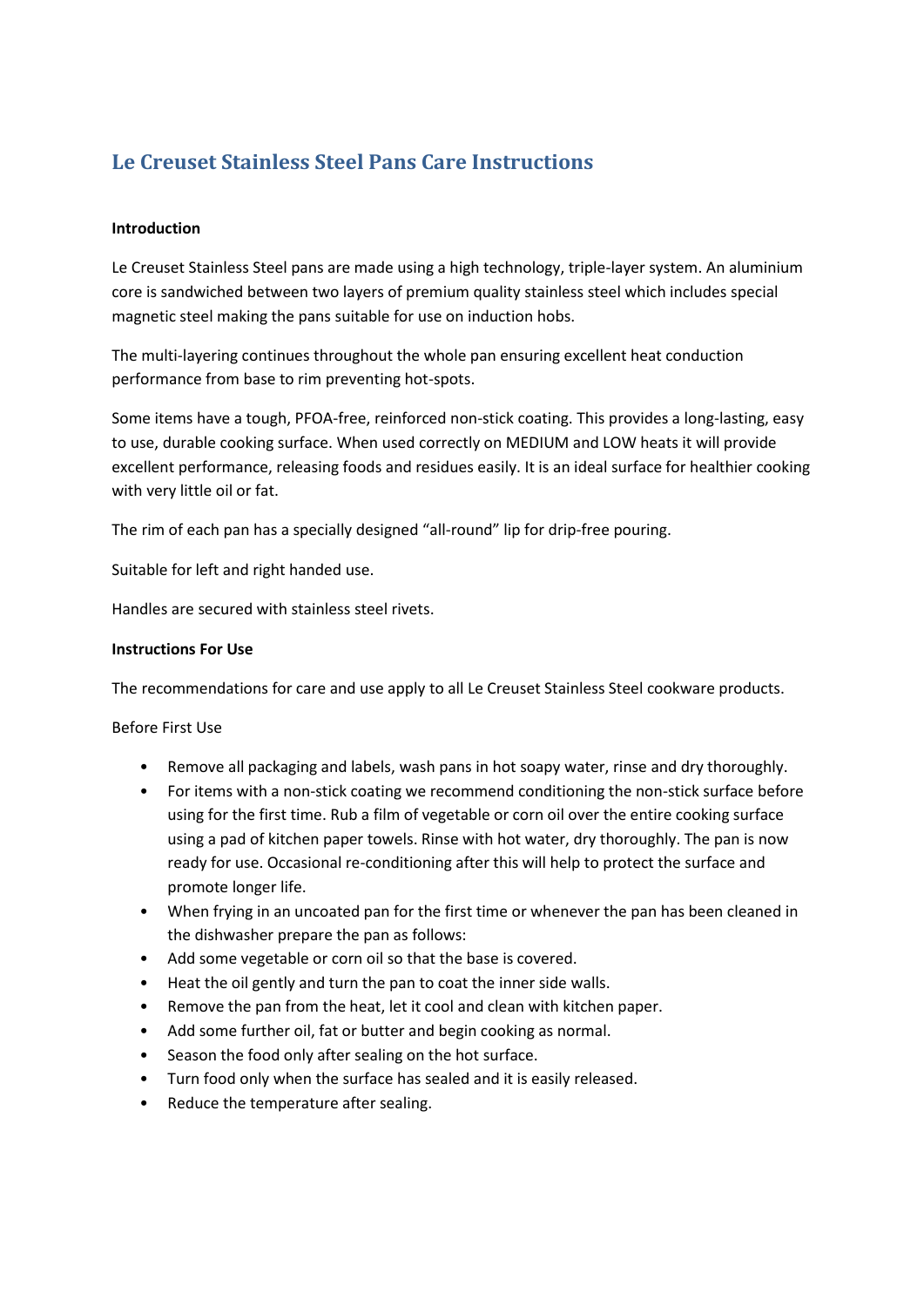# Le Creuset Stainless Steel Pans Care Instructions

**Introduction**

Le Creuset Stainless Steel pans are made using a high technology, triple-layer system. An aluminium core is sandwiched between two layers of premium quality stainless steel which includes special magnetic steel making the pans suitable for use on induction hobs.

The multi-layering continues throughout the whole pan ensuring excellent heat conduction performance from base to rim preventing hot-spots.

Some items have a tough, PFOA-free, reinforced non-stick coating. This provides a long-lasting, easy to use, durable cooking surface. When used correctly on MEDIUM and LOW heats it will provide excellent performance, releasing foods and residues easily. It is an ideal surface for healthier cooking with very little oil or fat.

The rim of each pan has a specially designed "all-round" lip for drip-free pouring.

Suitable for left and right handed use.

Handles are secured with stainless steel rivets.

**Instructions For Use**

The recommendations for care and use apply to all Le Creuset Stainless Steel cookware products.

Before First Use

- Remove all packaging and labels, wash pans in hot soapy water, rinse and dry thoroughly.
- For items with a non-stick coating we recommend conditioning the non-stick surface before using for the first time. Rub a film of vegetable or corn oil over the entire cooking surface using a pad of kitchen paper towels. Rinse with hot water, dry thoroughly. The pan is now ready for use. Occasional re-conditioning after this will help to protect the surface and promote longer life.
- When frying in an uncoated pan for the first time or whenever the pan has been cleaned in the dishwasher prepare the pan as follows:
- Add some vegetable or corn oil so that the base is covered.
- Heat the oil gently and turn the pan to coat the inner side walls.
- Remove the pan from the heat, let it cool and clean with kitchen paper.
- Add some further oil, fat or butter and begin cooking as normal.
- Season the food only after sealing on the hot surface.
- Turn food only when the surface has sealed and it is easily released.
- Reduce the temperature after sealing.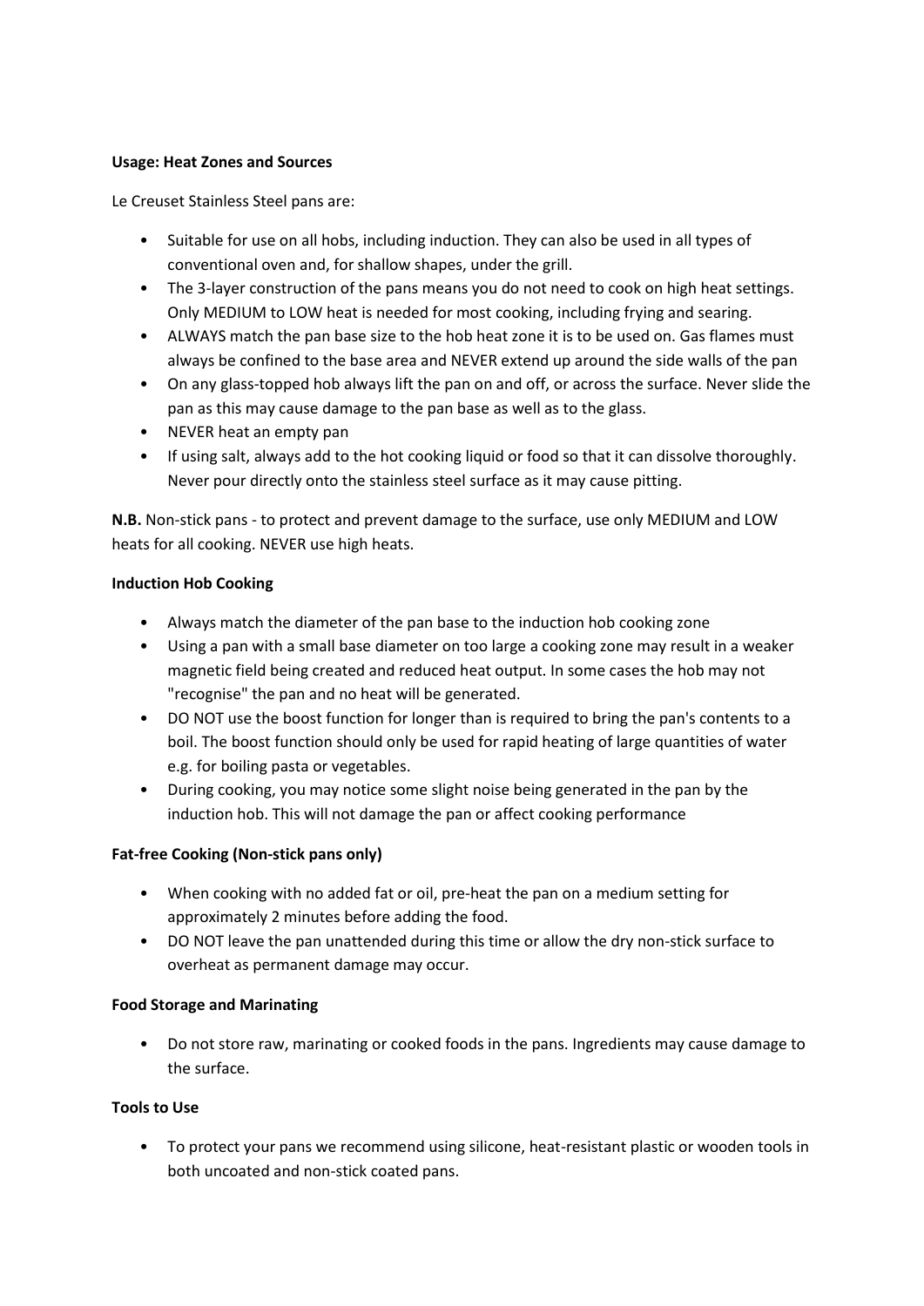**Usage: Heat Zones and Sources**

Le Creuset Stainless Steel pans are:

- Suitable for use on all hobs, including induction. They can also be used in all types of conventional oven and, for shallow shapes, under the grill.
- The 3-layer construction of the pans means you do not need to cook on high heat settings. Only MEDIUM to LOW heat is needed for most cooking, including frying and searing.
- ALWAYS match the pan base size to the hob heat zone it is to be used on. Gas flames must always be confined to the base area and NEVER extend up around the side walls of the pan
- On any glass-topped hob always lift the pan on and off, or across the surface. Never slide the pan as this may cause damage to the pan base as well as to the glass.
- NEVER heat an empty pan
- If using salt, always add to the hot cooking liquid or food so that it can dissolve thoroughly. Never pour directly onto the stainless steel surface as it may cause pitting.

**N.B.** Non-stick pans - to protect and prevent damage to the surface, use only MEDIUM and LOW heats for all cooking. NEVER use high heats.

**Induction Hob Cooking**

- Always match the diameter of the pan base to the induction hob cooking zone
- Using a pan with a small base diameter on too large a cooking zone may result in a weaker magnetic field being created and reduced heat output. In some cases the hob may not "recognise" the pan and no heat will be generated.
- DO NOT use the boost function for longer than is required to bring the pan's contents to a boil. The boost function should only be used for rapid heating of large quantities of water e.g. for boiling pasta or vegetables.
- During cooking, you may notice some slight noise being generated in the pan by the induction hob. This will not damage the pan or affect cooking performance

**Fat-free Cooking (Non-stick pans only)**

- When cooking with no added fat or oil, pre-heat the pan on a medium setting for approximately 2 minutes before adding the food.
- DO NOT leave the pan unattended during this time or allow the dry non-stick surface to overheat as permanent damage may occur.

**Food Storage and Marinating**

- Do not store raw, marinating or cooked foods in the pans. Ingredients may cause damage to the surface.

**Tools to Use**

- To protect your pans we recommend using silicone, heat-resistant plastic or wooden tools in both uncoated and non-stick coated pans.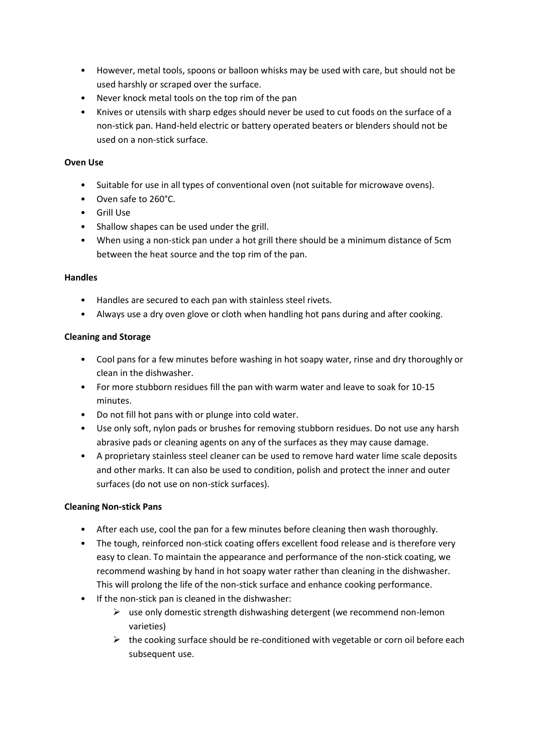- However, metal tools, spoons or balloon whisks may be used with care, but should not be used harshly or scraped over the surface.
- Never knock metal tools on the top rim of the pan
- Knives or utensils with sharp edges should never be used to cut foods on the surface of a non-stick pan. Hand-held electric or battery operated beaters or blenders should not be used on a non-stick surface.

**Oven Use**

- Suitable for use in all types of conventional oven (not suitable for microwave ovens).
- Oven safe to 260°C.
- Grill Use
- Shallow shapes can be used under the grill.
- When using a non-stick pan under a hot grill there should be a minimum distance of 5cm between the heat source and the top rim of the pan.

**Handles**

- Handles are secured to each pan with stainless steel rivets.
- Always use a dry oven glove or cloth when handling hot pans during and after cooking.

**Cleaning and Storage**

- Cool pans for a few minutes before washing in hot soapy water, rinse and dry thoroughly or clean in the dishwasher.
- For more stubborn residues fill the pan with warm water and leave to soak for 10-15 minutes.
- Do not fill hot pans with or plunge into cold water.
- Use only soft, nylon pads or brushes for removing stubborn residues. Do not use any harsh abrasive pads or cleaning agents on any of the surfaces as they may cause damage.
- A proprietary stainless steel cleaner can be used to remove hard water lime scale deposits and other marks. It can also be used to condition, polish and protect the inner and outer surfaces (do not use on non-stick surfaces).

**Cleaning Non-stick Pans**

- After each use, cool the pan for a few minutes before cleaning then wash thoroughly.
- The tough, reinforced non-stick coating offers excellent food release and is therefore very easy to clean. To maintain the appearance and performance of the non-stick coating, we recommend washing by hand in hot soapy water rather than cleaning in the dishwasher. This will prolong the life of the non-stick surface and enhance cooking performance.
- If the non-stick pan is cleaned in the dishwasher:
  - use only domestic strength dishwashing detergent (we recommend non-lemon varieties)
  - the cooking surface should be re-conditioned with vegetable or corn oil before each subsequent use.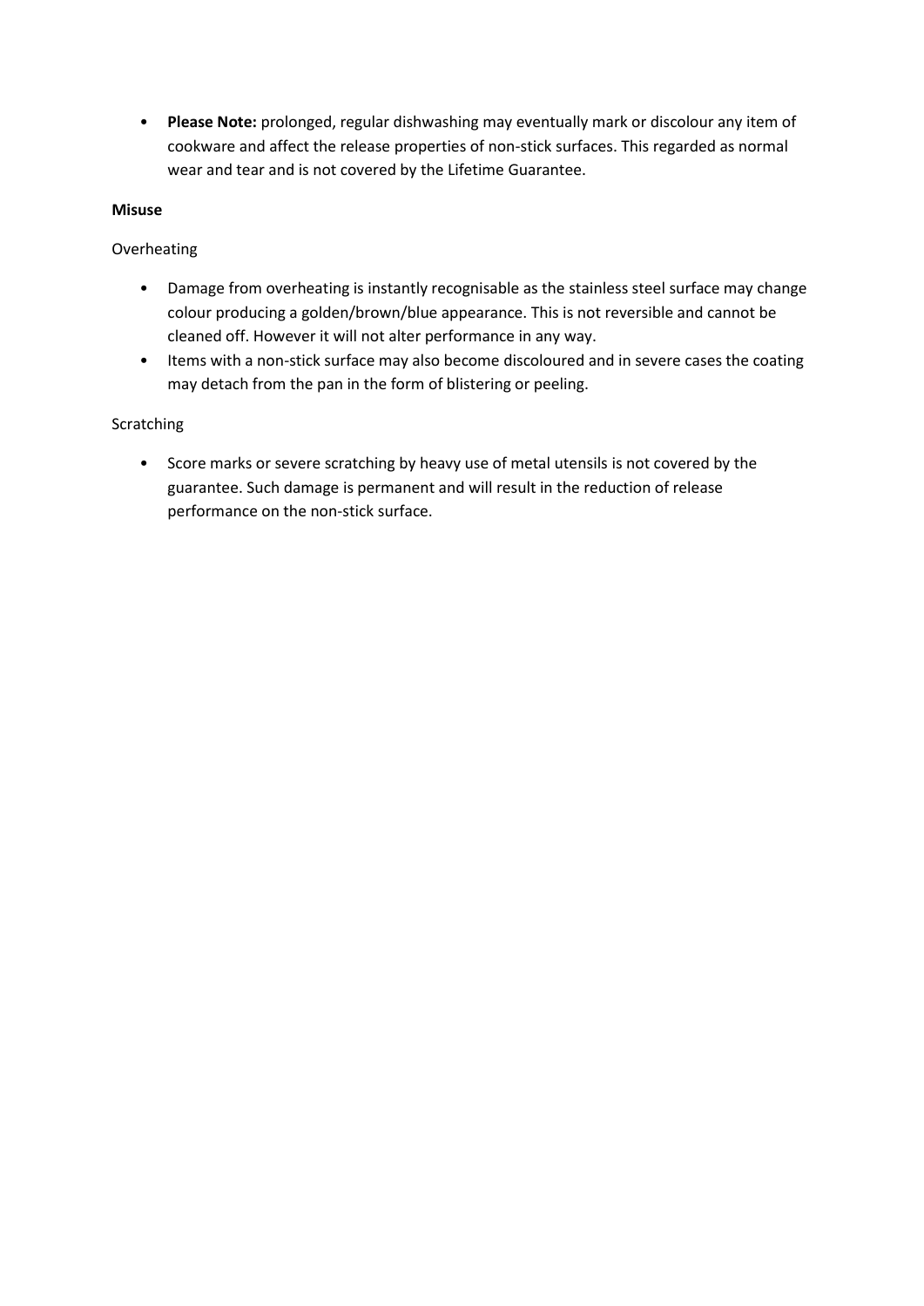- **Please Note:** prolonged, regular dishwashing may eventually mark or discolour any item of cookware and affect the release properties of non-stick surfaces. This regarded as normal wear and tear and is not covered by the Lifetime Guarantee.

**Misuse**

Overheating

- Damage from overheating is instantly recognisable as the stainless steel surface may change colour producing a golden/brown/blue appearance. This is not reversible and cannot be cleaned off. However it will not alter performance in any way.
- Items with a non-stick surface may also become discoloured and in severe cases the coating may detach from the pan in the form of blistering or peeling.

Scratching

- Score marks or severe scratching by heavy use of metal utensils is not covered by the guarantee. Such damage is permanent and will result in the reduction of release performance on the non-stick surface.